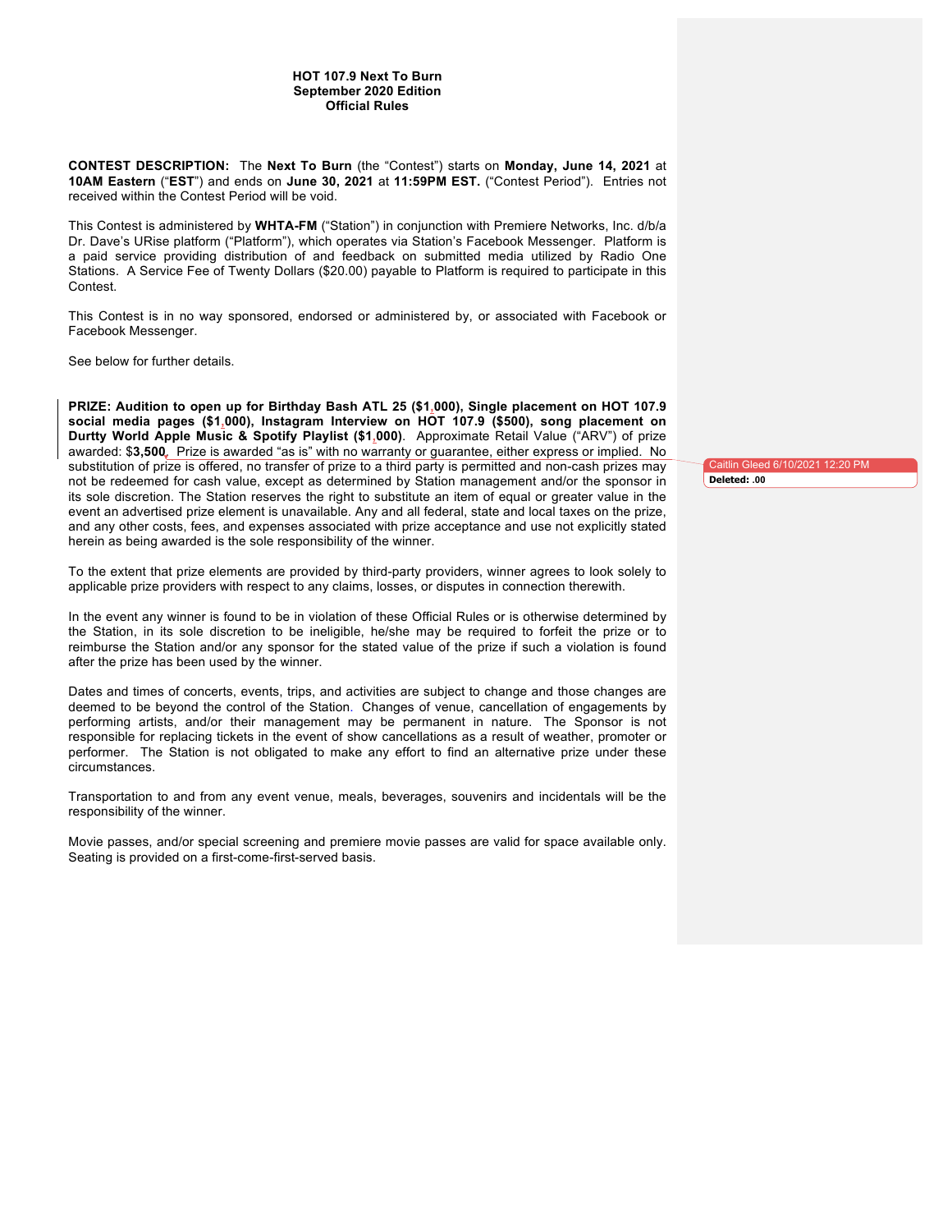**HOT 107.9 Next To Burn**
**September 2020 Edition**
**Official Rules**

**CONTEST DESCRIPTION:** The **Next To Burn** (the "Contest") starts on **Monday, June 14, 2021** at **10AM Eastern** ("**EST**") and ends on **June 30, 2021** at **11:59PM EST.** ("Contest Period"). Entries not received within the Contest Period will be void.

This Contest is administered by **WHTA-FM** ("Station") in conjunction with Premiere Networks, Inc. d/b/a Dr. Dave's URise platform ("Platform"), which operates via Station's Facebook Messenger. Platform is a paid service providing distribution of and feedback on submitted media utilized by Radio One Stations. A Service Fee of Twenty Dollars ($20.00) payable to Platform is required to participate in this Contest.

This Contest is in no way sponsored, endorsed or administered by, or associated with Facebook or Facebook Messenger.

See below for further details.

**PRIZE: Audition to open up for Birthday Bash ATL 25 ($1,000), Single placement on HOT 107.9 social media pages ($1,000), Instagram Interview on HOT 107.9 ($500), song placement on Durtty World Apple Music & Spotify Playlist ($1,000)**. Approximate Retail Value ("ARV") of prize awarded: $**3,500**. Prize is awarded "as is" with no warranty or guarantee, either express or implied. No substitution of prize is offered, no transfer of prize to a third party is permitted and non-cash prizes may not be redeemed for cash value, except as determined by Station management and/or the sponsor in its sole discretion. The Station reserves the right to substitute an item of equal or greater value in the event an advertised prize element is unavailable. Any and all federal, state and local taxes on the prize, and any other costs, fees, and expenses associated with prize acceptance and use not explicitly stated herein as being awarded is the sole responsibility of the winner.

Caitlin Gleed 6/10/2021 12:20 PM
**Deleted: .00**

To the extent that prize elements are provided by third-party providers, winner agrees to look solely to applicable prize providers with respect to any claims, losses, or disputes in connection therewith.

In the event any winner is found to be in violation of these Official Rules or is otherwise determined by the Station, in its sole discretion to be ineligible, he/she may be required to forfeit the prize or to reimburse the Station and/or any sponsor for the stated value of the prize if such a violation is found after the prize has been used by the winner.

Dates and times of concerts, events, trips, and activities are subject to change and those changes are deemed to be beyond the control of the Station. Changes of venue, cancellation of engagements by performing artists, and/or their management may be permanent in nature. The Sponsor is not responsible for replacing tickets in the event of show cancellations as a result of weather, promoter or performer. The Station is not obligated to make any effort to find an alternative prize under these circumstances.

Transportation to and from any event venue, meals, beverages, souvenirs and incidentals will be the responsibility of the winner.

Movie passes, and/or special screening and premiere movie passes are valid for space available only. Seating is provided on a first-come-first-served basis.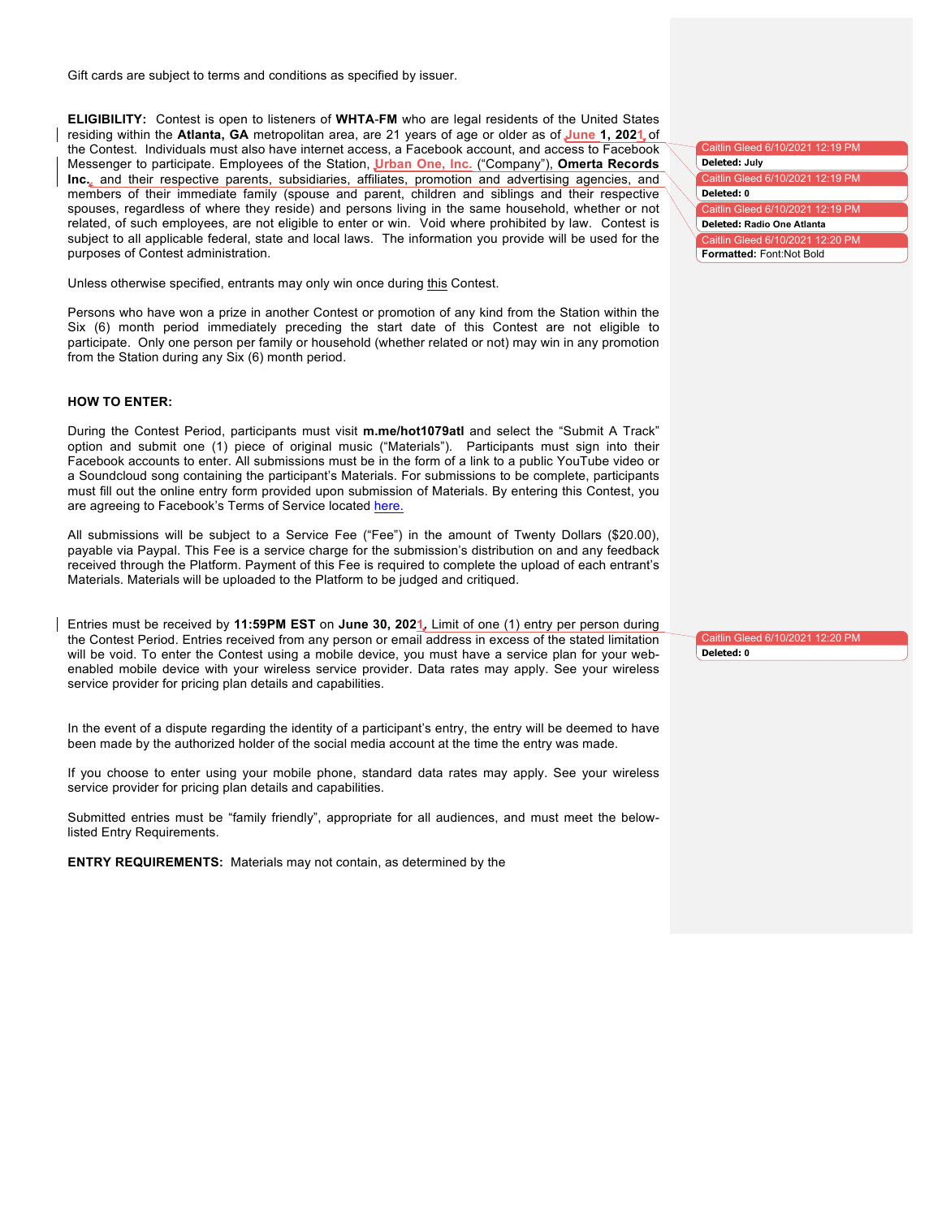Gift cards are subject to terms and conditions as specified by issuer.

**ELIGIBILITY:** Contest is open to listeners of **WHTA-FM** who are legal residents of the United States residing within the **Atlanta, GA** metropolitan area, are 21 years of age or older as of **June 1, 2021** of the Contest. Individuals must also have internet access, a Facebook account, and access to Facebook Messenger to participate. Employees of the Station, **Urban One, Inc.** ("Company"), **Omerta Records Inc.**, and their respective parents, subsidiaries, affiliates, promotion and advertising agencies, and members of their immediate family (spouse and parent, children and siblings and their respective spouses, regardless of where they reside) and persons living in the same household, whether or not related, of such employees, are not eligible to enter or win. Void where prohibited by law. Contest is subject to all applicable federal, state and local laws. The information you provide will be used for the purposes of Contest administration.

Unless otherwise specified, entrants may only win once during this Contest.

Persons who have won a prize in another Contest or promotion of any kind from the Station within the Six (6) month period immediately preceding the start date of this Contest are not eligible to participate. Only one person per family or household (whether related or not) may win in any promotion from the Station during any Six (6) month period.

**HOW TO ENTER:**

During the Contest Period, participants must visit **m.me/hot1079atl** and select the "Submit A Track" option and submit one (1) piece of original music ("Materials"). Participants must sign into their Facebook accounts to enter. All submissions must be in the form of a link to a public YouTube video or a Soundcloud song containing the participant's Materials. For submissions to be complete, participants must fill out the online entry form provided upon submission of Materials. By entering this Contest, you are agreeing to Facebook's Terms of Service located here.

All submissions will be subject to a Service Fee ("Fee") in the amount of Twenty Dollars ($20.00), payable via Paypal. This Fee is a service charge for the submission's distribution on and any feedback received through the Platform. Payment of this Fee is required to complete the upload of each entrant's Materials. Materials will be uploaded to the Platform to be judged and critiqued.

Entries must be received by **11:59PM EST** on **June 30, 2021**. Limit of one (1) entry per person during the Contest Period. Entries received from any person or email address in excess of the stated limitation will be void. To enter the Contest using a mobile device, you must have a service plan for your web-enabled mobile device with your wireless service provider. Data rates may apply. See your wireless service provider for pricing plan details and capabilities.

In the event of a dispute regarding the identity of a participant's entry, the entry will be deemed to have been made by the authorized holder of the social media account at the time the entry was made.

If you choose to enter using your mobile phone, standard data rates may apply. See your wireless service provider for pricing plan details and capabilities.

Submitted entries must be "family friendly", appropriate for all audiences, and must meet the below-listed Entry Requirements.

**ENTRY REQUIREMENTS:** Materials may not contain, as determined by the

Caitlin Gleed 6/10/2021 12:19 PM
**Deleted: July**

Caitlin Gleed 6/10/2021 12:19 PM
**Deleted: 0**

Caitlin Gleed 6/10/2021 12:19 PM
**Deleted: Radio One Atlanta**

Caitlin Gleed 6/10/2021 12:20 PM
**Formatted:** Font:Not Bold

Caitlin Gleed 6/10/2021 12:20 PM
**Deleted: 0**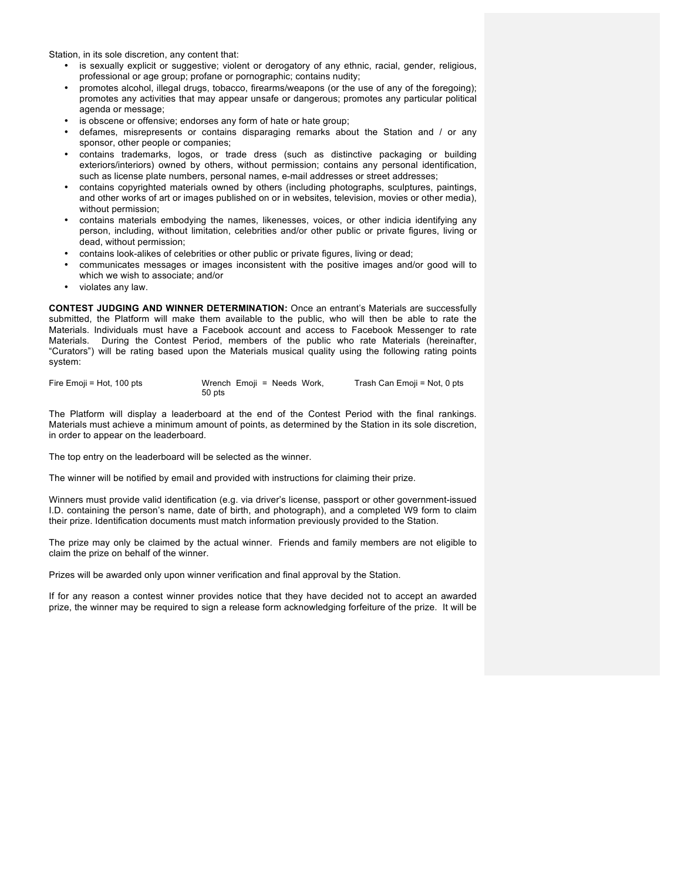Station, in its sole discretion, any content that:

- is sexually explicit or suggestive; violent or derogatory of any ethnic, racial, gender, religious, professional or age group; profane or pornographic; contains nudity;
- promotes alcohol, illegal drugs, tobacco, firearms/weapons (or the use of any of the foregoing); promotes any activities that may appear unsafe or dangerous; promotes any particular political agenda or message;
- is obscene or offensive; endorses any form of hate or hate group;
- defames, misrepresents or contains disparaging remarks about the Station and / or any sponsor, other people or companies;
- contains trademarks, logos, or trade dress (such as distinctive packaging or building exteriors/interiors) owned by others, without permission; contains any personal identification, such as license plate numbers, personal names, e-mail addresses or street addresses;
- contains copyrighted materials owned by others (including photographs, sculptures, paintings, and other works of art or images published on or in websites, television, movies or other media), without permission;
- contains materials embodying the names, likenesses, voices, or other indicia identifying any person, including, without limitation, celebrities and/or other public or private figures, living or dead, without permission;
- contains look-alikes of celebrities or other public or private figures, living or dead;
- communicates messages or images inconsistent with the positive images and/or good will to which we wish to associate; and/or
- violates any law.

**CONTEST JUDGING AND WINNER DETERMINATION:** Once an entrant's Materials are successfully submitted, the Platform will make them available to the public, who will then be able to rate the Materials. Individuals must have a Facebook account and access to Facebook Messenger to rate Materials. During the Contest Period, members of the public who rate Materials (hereinafter, "Curators") will be rating based upon the Materials musical quality using the following rating points system:

Fire Emoji = Hot, 100 pts Wrench Emoji = Needs Work, 50 pts Trash Can Emoji = Not, 0 pts

The Platform will display a leaderboard at the end of the Contest Period with the final rankings. Materials must achieve a minimum amount of points, as determined by the Station in its sole discretion, in order to appear on the leaderboard.

The top entry on the leaderboard will be selected as the winner.

The winner will be notified by email and provided with instructions for claiming their prize.

Winners must provide valid identification (e.g. via driver's license, passport or other government-issued I.D. containing the person's name, date of birth, and photograph), and a completed W9 form to claim their prize. Identification documents must match information previously provided to the Station.

The prize may only be claimed by the actual winner. Friends and family members are not eligible to claim the prize on behalf of the winner.

Prizes will be awarded only upon winner verification and final approval by the Station.

If for any reason a contest winner provides notice that they have decided not to accept an awarded prize, the winner may be required to sign a release form acknowledging forfeiture of the prize. It will be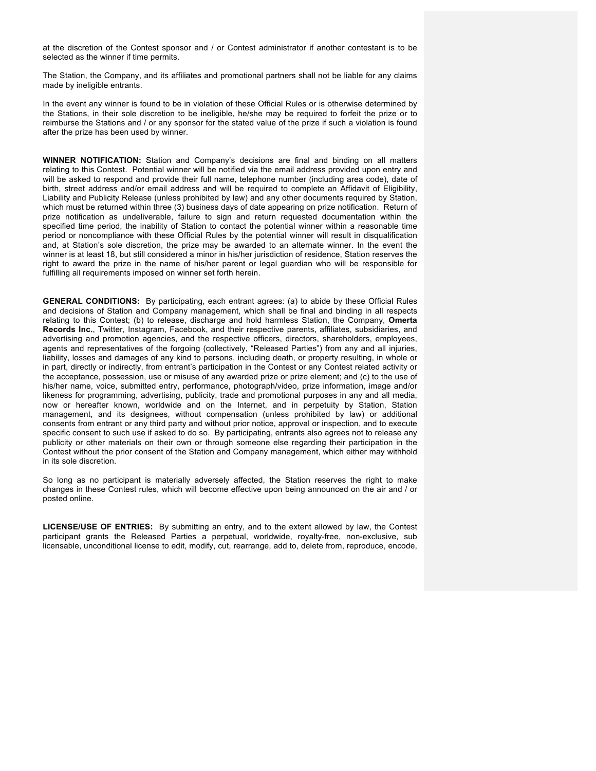at the discretion of the Contest sponsor and / or Contest administrator if another contestant is to be selected as the winner if time permits.

The Station, the Company, and its affiliates and promotional partners shall not be liable for any claims made by ineligible entrants.

In the event any winner is found to be in violation of these Official Rules or is otherwise determined by the Stations, in their sole discretion to be ineligible, he/she may be required to forfeit the prize or to reimburse the Stations and / or any sponsor for the stated value of the prize if such a violation is found after the prize has been used by winner.

**WINNER NOTIFICATION:** Station and Company's decisions are final and binding on all matters relating to this Contest. Potential winner will be notified via the email address provided upon entry and will be asked to respond and provide their full name, telephone number (including area code), date of birth, street address and/or email address and will be required to complete an Affidavit of Eligibility, Liability and Publicity Release (unless prohibited by law) and any other documents required by Station, which must be returned within three (3) business days of date appearing on prize notification. Return of prize notification as undeliverable, failure to sign and return requested documentation within the specified time period, the inability of Station to contact the potential winner within a reasonable time period or noncompliance with these Official Rules by the potential winner will result in disqualification and, at Station's sole discretion, the prize may be awarded to an alternate winner. In the event the winner is at least 18, but still considered a minor in his/her jurisdiction of residence, Station reserves the right to award the prize in the name of his/her parent or legal guardian who will be responsible for fulfilling all requirements imposed on winner set forth herein.

**GENERAL CONDITIONS:** By participating, each entrant agrees: (a) to abide by these Official Rules and decisions of Station and Company management, which shall be final and binding in all respects relating to this Contest; (b) to release, discharge and hold harmless Station, the Company, **Omerta Records Inc.**, Twitter, Instagram, Facebook, and their respective parents, affiliates, subsidiaries, and advertising and promotion agencies, and the respective officers, directors, shareholders, employees, agents and representatives of the forgoing (collectively, "Released Parties") from any and all injuries, liability, losses and damages of any kind to persons, including death, or property resulting, in whole or in part, directly or indirectly, from entrant's participation in the Contest or any Contest related activity or the acceptance, possession, use or misuse of any awarded prize or prize element; and (c) to the use of his/her name, voice, submitted entry, performance, photograph/video, prize information, image and/or likeness for programming, advertising, publicity, trade and promotional purposes in any and all media, now or hereafter known, worldwide and on the Internet, and in perpetuity by Station, Station management, and its designees, without compensation (unless prohibited by law) or additional consents from entrant or any third party and without prior notice, approval or inspection, and to execute specific consent to such use if asked to do so. By participating, entrants also agrees not to release any publicity or other materials on their own or through someone else regarding their participation in the Contest without the prior consent of the Station and Company management, which either may withhold in its sole discretion.

So long as no participant is materially adversely affected, the Station reserves the right to make changes in these Contest rules, which will become effective upon being announced on the air and / or posted online.

**LICENSE/USE OF ENTRIES:** By submitting an entry, and to the extent allowed by law, the Contest participant grants the Released Parties a perpetual, worldwide, royalty-free, non-exclusive, sub licensable, unconditional license to edit, modify, cut, rearrange, add to, delete from, reproduce, encode,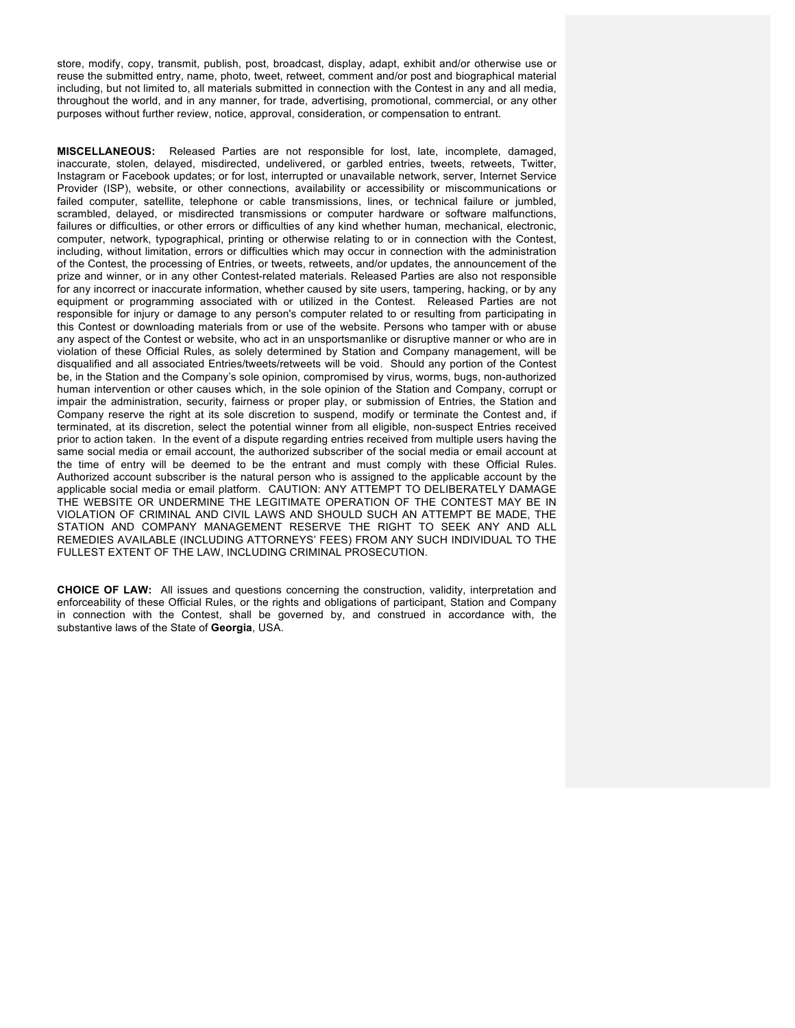store, modify, copy, transmit, publish, post, broadcast, display, adapt, exhibit and/or otherwise use or reuse the submitted entry, name, photo, tweet, retweet, comment and/or post and biographical material including, but not limited to, all materials submitted in connection with the Contest in any and all media, throughout the world, and in any manner, for trade, advertising, promotional, commercial, or any other purposes without further review, notice, approval, consideration, or compensation to entrant.

**MISCELLANEOUS:** Released Parties are not responsible for lost, late, incomplete, damaged, inaccurate, stolen, delayed, misdirected, undelivered, or garbled entries, tweets, retweets, Twitter, Instagram or Facebook updates; or for lost, interrupted or unavailable network, server, Internet Service Provider (ISP), website, or other connections, availability or accessibility or miscommunications or failed computer, satellite, telephone or cable transmissions, lines, or technical failure or jumbled, scrambled, delayed, or misdirected transmissions or computer hardware or software malfunctions, failures or difficulties, or other errors or difficulties of any kind whether human, mechanical, electronic, computer, network, typographical, printing or otherwise relating to or in connection with the Contest, including, without limitation, errors or difficulties which may occur in connection with the administration of the Contest, the processing of Entries, or tweets, retweets, and/or updates, the announcement of the prize and winner, or in any other Contest-related materials. Released Parties are also not responsible for any incorrect or inaccurate information, whether caused by site users, tampering, hacking, or by any equipment or programming associated with or utilized in the Contest. Released Parties are not responsible for injury or damage to any person's computer related to or resulting from participating in this Contest or downloading materials from or use of the website. Persons who tamper with or abuse any aspect of the Contest or website, who act in an unsportsmanlike or disruptive manner or who are in violation of these Official Rules, as solely determined by Station and Company management, will be disqualified and all associated Entries/tweets/retweets will be void. Should any portion of the Contest be, in the Station and the Company's sole opinion, compromised by virus, worms, bugs, non-authorized human intervention or other causes which, in the sole opinion of the Station and Company, corrupt or impair the administration, security, fairness or proper play, or submission of Entries, the Station and Company reserve the right at its sole discretion to suspend, modify or terminate the Contest and, if terminated, at its discretion, select the potential winner from all eligible, non-suspect Entries received prior to action taken. In the event of a dispute regarding entries received from multiple users having the same social media or email account, the authorized subscriber of the social media or email account at the time of entry will be deemed to be the entrant and must comply with these Official Rules. Authorized account subscriber is the natural person who is assigned to the applicable account by the applicable social media or email platform. CAUTION: ANY ATTEMPT TO DELIBERATELY DAMAGE THE WEBSITE OR UNDERMINE THE LEGITIMATE OPERATION OF THE CONTEST MAY BE IN VIOLATION OF CRIMINAL AND CIVIL LAWS AND SHOULD SUCH AN ATTEMPT BE MADE, THE STATION AND COMPANY MANAGEMENT RESERVE THE RIGHT TO SEEK ANY AND ALL REMEDIES AVAILABLE (INCLUDING ATTORNEYS' FEES) FROM ANY SUCH INDIVIDUAL TO THE FULLEST EXTENT OF THE LAW, INCLUDING CRIMINAL PROSECUTION.

**CHOICE OF LAW:** All issues and questions concerning the construction, validity, interpretation and enforceability of these Official Rules, or the rights and obligations of participant, Station and Company in connection with the Contest, shall be governed by, and construed in accordance with, the substantive laws of the State of **Georgia**, USA.